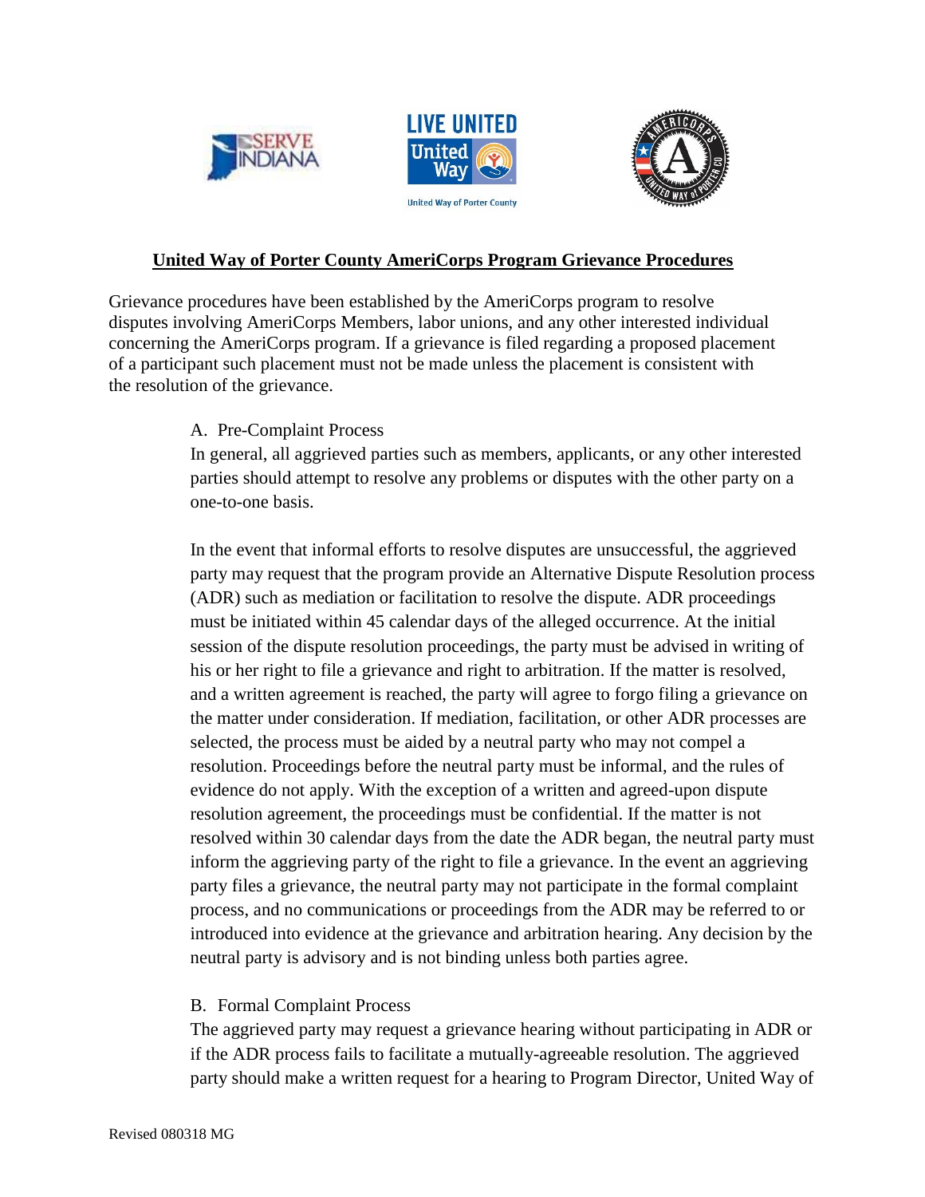# United Way of Porter County AmeriCorps Program Grievance Procedures

Grievance procedures have been established by the AmeriCorps program to resolve disputes involving AmeriCorps Members, labor unions, and any other interested individual concerning the AmeriCorps program. If a grievance is filed regarding a proposed placement of a participant such placement must not be made unless the placement is consistent with the resolution of the grievance.

A. Pre-Complaint Process

In general, all aggrieved parties such as members, applicants, or any other interested parties should attempt to resolve any problems or disputes with the other party on a one-to-one basis.

In the event that informal efforts to resolve disputes are unsuccessful, the aggrieved party may request that the program provide an Alternative Dispute Resolution process (ADR) such as mediation or facilitation to resolve the dispute. ADR proceedings must be initiated within 45 calendar days of the alleged occurrence. At the initial session of the dispute resolution proceedings, the party must be advised in writing of his or her right to file a grievance and right to arbitration. If the matter is resolved, and a written agreement is reached, the party will agree to forgo filing a grievance on the matter under consideration. If mediation, facilitation, or other ADR processes are selected, the process must be aided by a neutral party who may not compel a resolution. Proceedings before the neutral party must be informal, and the rules of evidence do not apply. With the exception of a written and agreed-upon dispute resolution agreement, the proceedings must be confidential. If the matter is not resolved within 30 calendar days from the date the ADR began, the neutral party must inform the aggrieving party of the right to file a grievance. In the event an aggrieving party files a grievance, the neutral party may not participate in the formal complaint process, and no communications or proceedings from the ADR may be referred to or introduced into evidence at the grievance and arbitration hearing. Any decision by the neutral party is advisory and is not binding unless both parties agree.

B. Formal Complaint Process

The aggrieved party may request a grievance hearing without participating in ADR or if the ADR process fails to facilitate a mutually-agreeable resolution. The aggrieved party should make a written request for a hearing to Program Director, United Way of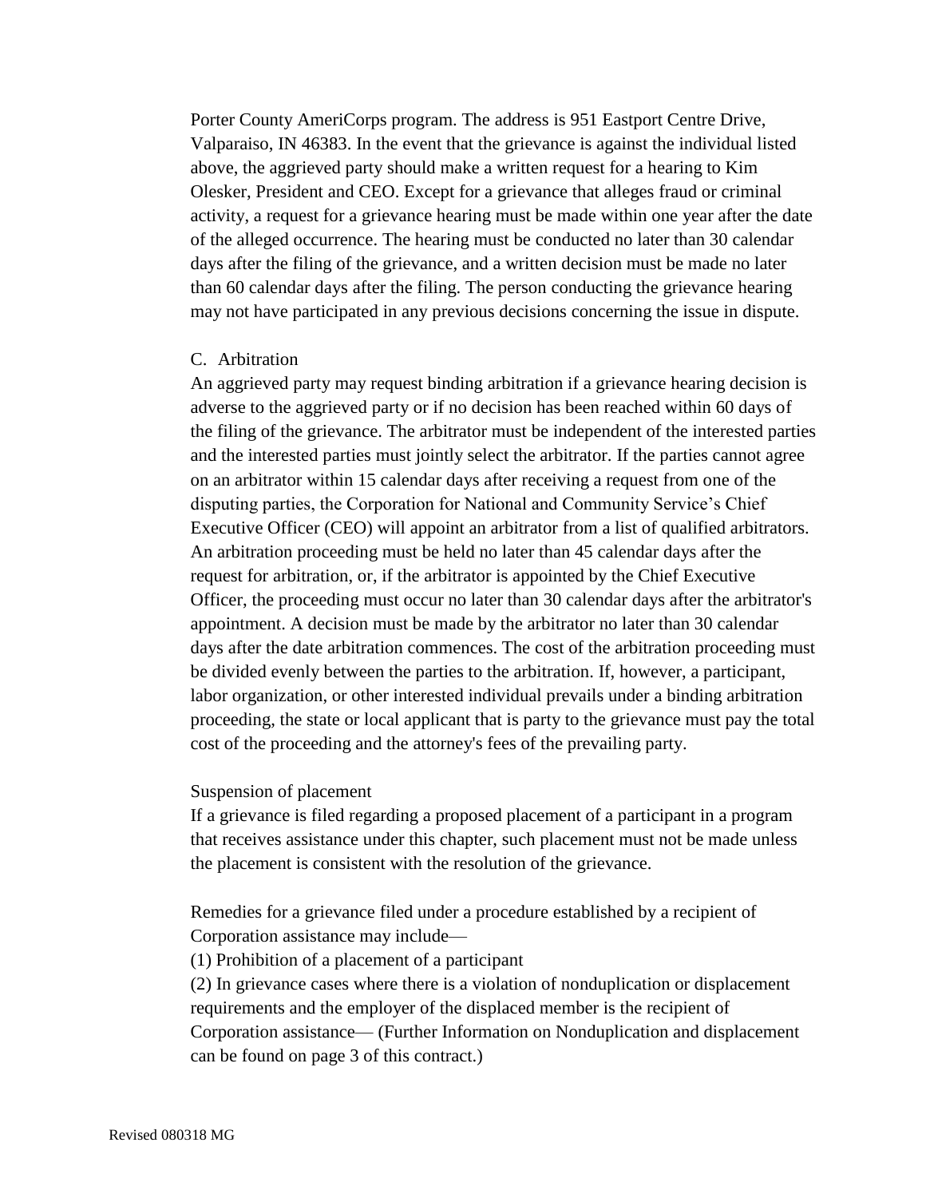Porter County AmeriCorps program. The address is 951 Eastport Centre Drive, Valparaiso, IN 46383. In the event that the grievance is against the individual listed above, the aggrieved party should make a written request for a hearing to Kim Olesker, President and CEO. Except for a grievance that alleges fraud or criminal activity, a request for a grievance hearing must be made within one year after the date of the alleged occurrence. The hearing must be conducted no later than 30 calendar days after the filing of the grievance, and a written decision must be made no later than 60 calendar days after the filing. The person conducting the grievance hearing may not have participated in any previous decisions concerning the issue in dispute.

C. Arbitration

An aggrieved party may request binding arbitration if a grievance hearing decision is adverse to the aggrieved party or if no decision has been reached within 60 days of the filing of the grievance. The arbitrator must be independent of the interested parties and the interested parties must jointly select the arbitrator. If the parties cannot agree on an arbitrator within 15 calendar days after receiving a request from one of the disputing parties, the Corporation for National and Community Service's Chief Executive Officer (CEO) will appoint an arbitrator from a list of qualified arbitrators. An arbitration proceeding must be held no later than 45 calendar days after the request for arbitration, or, if the arbitrator is appointed by the Chief Executive Officer, the proceeding must occur no later than 30 calendar days after the arbitrator's appointment. A decision must be made by the arbitrator no later than 30 calendar days after the date arbitration commences. The cost of the arbitration proceeding must be divided evenly between the parties to the arbitration. If, however, a participant, labor organization, or other interested individual prevails under a binding arbitration proceeding, the state or local applicant that is party to the grievance must pay the total cost of the proceeding and the attorney's fees of the prevailing party.

Suspension of placement

If a grievance is filed regarding a proposed placement of a participant in a program that receives assistance under this chapter, such placement must not be made unless the placement is consistent with the resolution of the grievance.

Remedies for a grievance filed under a procedure established by a recipient of Corporation assistance may include—

(1) Prohibition of a placement of a participant

(2) In grievance cases where there is a violation of nonduplication or displacement requirements and the employer of the displaced member is the recipient of Corporation assistance— (Further Information on Nonduplication and displacement can be found on page 3 of this contract.)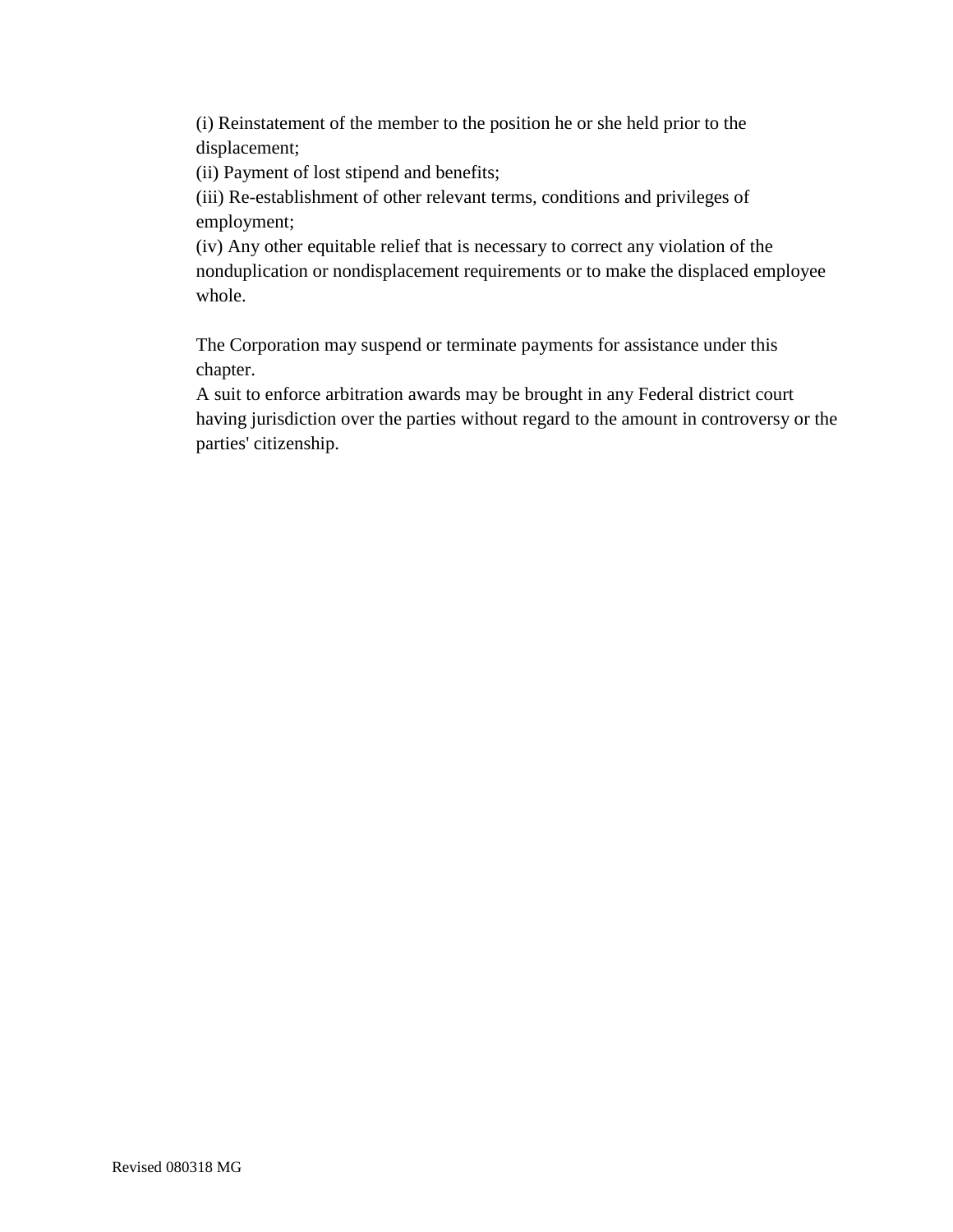(i) Reinstatement of the member to the position he or she held prior to the displacement;
(ii) Payment of lost stipend and benefits;
(iii) Re-establishment of other relevant terms, conditions and privileges of employment;
(iv) Any other equitable relief that is necessary to correct any violation of the nonduplication or nondisplacement requirements or to make the displaced employee whole.

The Corporation may suspend or terminate payments for assistance under this chapter.
A suit to enforce arbitration awards may be brought in any Federal district court having jurisdiction over the parties without regard to the amount in controversy or the parties' citizenship.